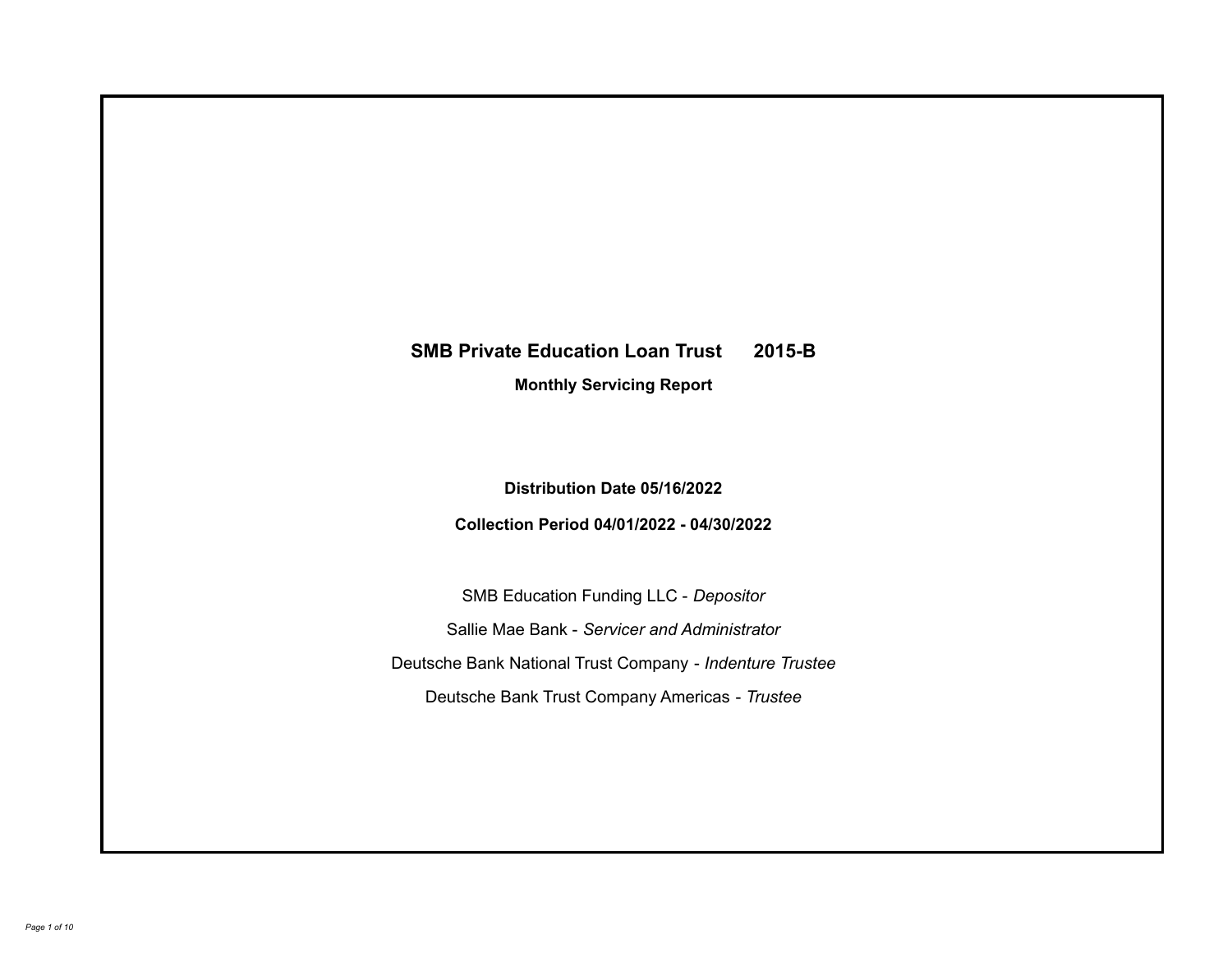# SMB Private Education Loan Trust 2015-B

## Monthly Servicing Report

**Distribution Date 05/16/2022**

**Collection Period 04/01/2022 - 04/30/2022**

SMB Education Funding LLC - *Depositor*

Sallie Mae Bank - *Servicer and Administrator*

Deutsche Bank National Trust Company - *Indenture Trustee*

Deutsche Bank Trust Company Americas - *Trustee*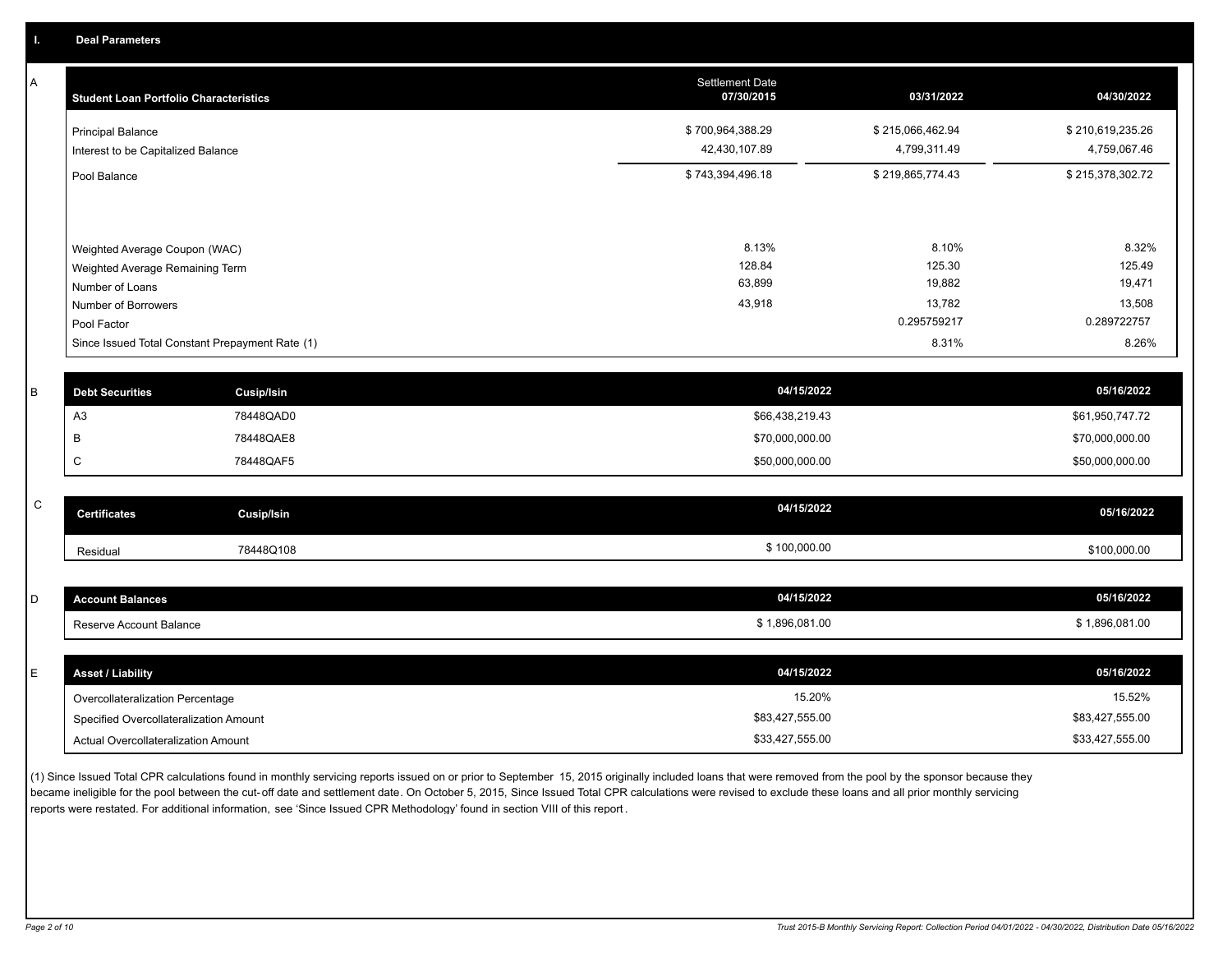## I. Deal Parameters

### A

| Student Loan Portfolio Characteristics | Settlement Date 07/30/2015 | 03/31/2022 | 04/30/2022 |
|---|---|---|---|
| Principal Balance | $ 700,964,388.29 | $ 215,066,462.94 | $ 210,619,235.26 |
| Interest to be Capitalized Balance | 42,430,107.89 | 4,799,311.49 | 4,759,067.46 |
| Pool Balance | $ 743,394,496.18 | $ 219,865,774.43 | $ 215,378,302.72 |
| Weighted Average Coupon (WAC) | 8.13% | 8.10% | 8.32% |
| Weighted Average Remaining Term | 128.84 | 125.30 | 125.49 |
| Number of Loans | 63,899 | 19,882 | 19,471 |
| Number of Borrowers | 43,918 | 13,782 | 13,508 |
| Pool Factor | | 0.295759217 | 0.289722757 |
| Since Issued Total Constant Prepayment Rate (1) | | 8.31% | 8.26% |

### B

| Debt Securities | Cusip/Isin | 04/15/2022 | 05/16/2022 |
|---|---|---|---|
| A3 | 78448QAD0 | $66,438,219.43 | $61,950,747.72 |
| B | 78448QAE8 | $70,000,000.00 | $70,000,000.00 |
| C | 78448QAF5 | $50,000,000.00 | $50,000,000.00 |

### C

| Certificates | Cusip/Isin | 04/15/2022 | 05/16/2022 |
|---|---|---|---|
| Residual | 78448Q108 | $ 100,000.00 | $100,000.00 |

### D

| Account Balances | 04/15/2022 | 05/16/2022 |
|---|---|---|
| Reserve Account Balance | $ 1,896,081.00 | $ 1,896,081.00 |

### E

| Asset / Liability | 04/15/2022 | 05/16/2022 |
|---|---|---|
| Overcollateralization Percentage | 15.20% | 15.52% |
| Specified Overcollateralization Amount | $83,427,555.00 | $83,427,555.00 |
| Actual Overcollateralization Amount | $33,427,555.00 | $33,427,555.00 |

(1) Since Issued Total CPR calculations found in monthly servicing reports issued on or prior to September 15, 2015 originally included loans that were removed from the pool by the sponsor because they became ineligible for the pool between the cut-off date and settlement date. On October 5, 2015, Since Issued Total CPR calculations were revised to exclude these loans and all prior monthly servicing reports were restated. For additional information, see 'Since Issued CPR Methodology' found in section VIII of this report.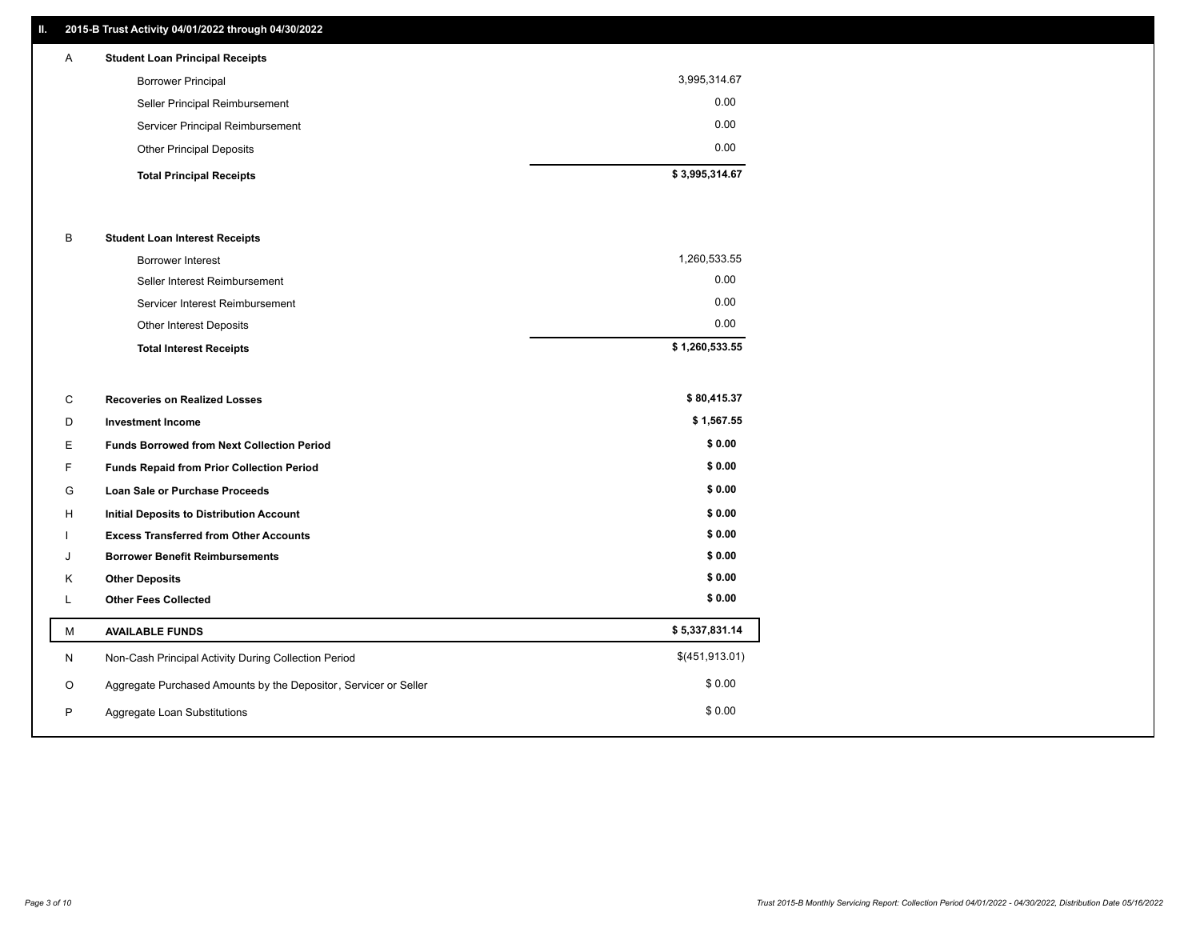## II. 2015-B Trust Activity 04/01/2022 through 04/30/2022

| | | |
|---|---|---|
| A | **Student Loan Principal Receipts** | |
| | Borrower Principal | 3,995,314.67 |
| | Seller Principal Reimbursement | 0.00 |
| | Servicer Principal Reimbursement | 0.00 |
| | Other Principal Deposits | 0.00 |
| | **Total Principal Receipts** | **$ 3,995,314.67** |
| B | **Student Loan Interest Receipts** | |
| | Borrower Interest | 1,260,533.55 |
| | Seller Interest Reimbursement | 0.00 |
| | Servicer Interest Reimbursement | 0.00 |
| | Other Interest Deposits | 0.00 |
| | **Total Interest Receipts** | **$ 1,260,533.55** |
| C | **Recoveries on Realized Losses** | **$ 80,415.37** |
| D | **Investment Income** | **$ 1,567.55** |
| E | **Funds Borrowed from Next Collection Period** | **$ 0.00** |
| F | **Funds Repaid from Prior Collection Period** | **$ 0.00** |
| G | **Loan Sale or Purchase Proceeds** | **$ 0.00** |
| H | **Initial Deposits to Distribution Account** | **$ 0.00** |
| I | **Excess Transferred from Other Accounts** | **$ 0.00** |
| J | **Borrower Benefit Reimbursements** | **$ 0.00** |
| K | **Other Deposits** | **$ 0.00** |
| L | **Other Fees Collected** | **$ 0.00** |
| M | **AVAILABLE FUNDS** | **$ 5,337,831.14** |
| N | Non-Cash Principal Activity During Collection Period | $(451,913.01) |
| O | Aggregate Purchased Amounts by the Depositor, Servicer or Seller | $ 0.00 |
| P | Aggregate Loan Substitutions | $ 0.00 |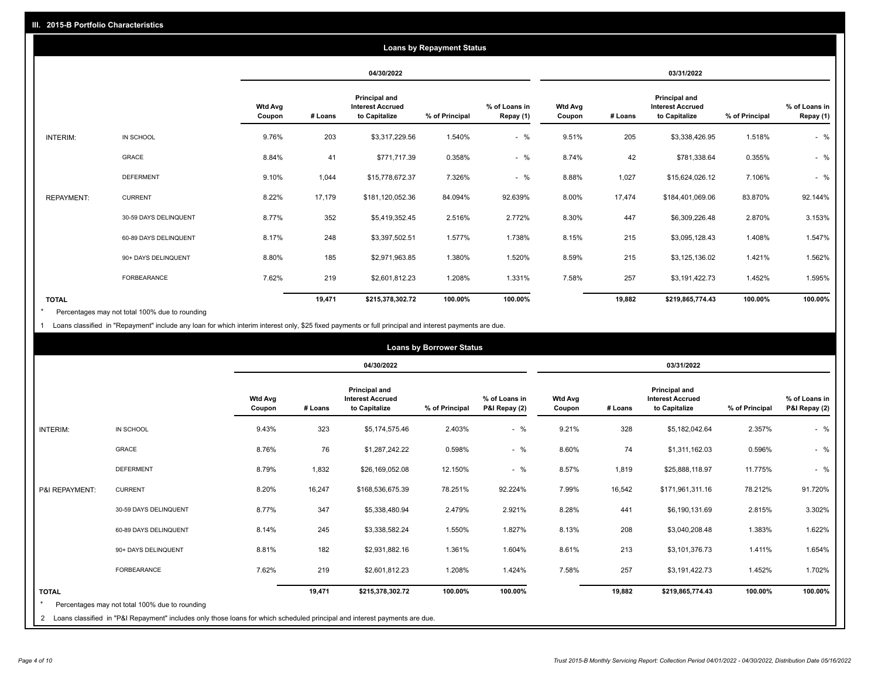## III. 2015-B Portfolio Characteristics

### Loans by Repayment Status

| | | 04/30/2022 | | | | | 03/31/2022 | | | | |
|---|---|---|---|---|---|---|---|---|---|---|---|
| | | Wtd Avg Coupon | # Loans | Principal and Interest Accrued to Capitalize | % of Principal | % of Loans in Repay (1) | Wtd Avg Coupon | # Loans | Principal and Interest Accrued to Capitalize | % of Principal | % of Loans in Repay (1) |
| INTERIM: | IN SCHOOL | 9.76% | 203 | $3,317,229.56 | 1.540% | - % | 9.51% | 205 | $3,338,426.95 | 1.518% | - % |
| | GRACE | 8.84% | 41 | $771,717.39 | 0.358% | - % | 8.74% | 42 | $781,338.64 | 0.355% | - % |
| | DEFERMENT | 9.10% | 1,044 | $15,778,672.37 | 7.326% | - % | 8.88% | 1,027 | $15,624,026.12 | 7.106% | - % |
| REPAYMENT: | CURRENT | 8.22% | 17,179 | $181,120,052.36 | 84.094% | 92.639% | 8.00% | 17,474 | $184,401,069.06 | 83.870% | 92.144% |
| | 30-59 DAYS DELINQUENT | 8.77% | 352 | $5,419,352.45 | 2.516% | 2.772% | 8.30% | 447 | $6,309,226.48 | 2.870% | 3.153% |
| | 60-89 DAYS DELINQUENT | 8.17% | 248 | $3,397,502.51 | 1.577% | 1.738% | 8.15% | 215 | $3,095,128.43 | 1.408% | 1.547% |
| | 90+ DAYS DELINQUENT | 8.80% | 185 | $2,971,963.85 | 1.380% | 1.520% | 8.59% | 215 | $3,125,136.02 | 1.421% | 1.562% |
| | FORBEARANCE | 7.62% | 219 | $2,601,812.23 | 1.208% | 1.331% | 7.58% | 257 | $3,191,422.73 | 1.452% | 1.595% |
| TOTAL | | | 19,471 | $215,378,302.72 | 100.00% | 100.00% | | 19,882 | $219,865,774.43 | 100.00% | 100.00% |

* Percentages may not total 100% due to rounding

1 Loans classified in "Repayment" include any loan for which interim interest only, $25 fixed payments or full principal and interest payments are due.

### Loans by Borrower Status

| | | 04/30/2022 | | | | | 03/31/2022 | | | | |
|---|---|---|---|---|---|---|---|---|---|---|---|
| | | Wtd Avg Coupon | # Loans | Principal and Interest Accrued to Capitalize | % of Principal | % of Loans in P&I Repay (2) | Wtd Avg Coupon | # Loans | Principal and Interest Accrued to Capitalize | % of Principal | % of Loans in P&I Repay (2) |
| INTERIM: | IN SCHOOL | 9.43% | 323 | $5,174,575.46 | 2.403% | - % | 9.21% | 328 | $5,182,042.64 | 2.357% | - % |
| | GRACE | 8.76% | 76 | $1,287,242.22 | 0.598% | - % | 8.60% | 74 | $1,311,162.03 | 0.596% | - % |
| | DEFERMENT | 8.79% | 1,832 | $26,169,052.08 | 12.150% | - % | 8.57% | 1,819 | $25,888,118.97 | 11.775% | - % |
| P&I REPAYMENT: | CURRENT | 8.20% | 16,247 | $168,536,675.39 | 78.251% | 92.224% | 7.99% | 16,542 | $171,961,311.16 | 78.212% | 91.720% |
| | 30-59 DAYS DELINQUENT | 8.77% | 347 | $5,338,480.94 | 2.479% | 2.921% | 8.28% | 441 | $6,190,131.69 | 2.815% | 3.302% |
| | 60-89 DAYS DELINQUENT | 8.14% | 245 | $3,338,582.24 | 1.550% | 1.827% | 8.13% | 208 | $3,040,208.48 | 1.383% | 1.622% |
| | 90+ DAYS DELINQUENT | 8.81% | 182 | $2,931,882.16 | 1.361% | 1.604% | 8.61% | 213 | $3,101,376.73 | 1.411% | 1.654% |
| | FORBEARANCE | 7.62% | 219 | $2,601,812.23 | 1.208% | 1.424% | 7.58% | 257 | $3,191,422.73 | 1.452% | 1.702% |
| TOTAL | | | 19,471 | $215,378,302.72 | 100.00% | 100.00% | | 19,882 | $219,865,774.43 | 100.00% | 100.00% |

* Percentages may not total 100% due to rounding

2 Loans classified in "P&I Repayment" includes only those loans for which scheduled principal and interest payments are due.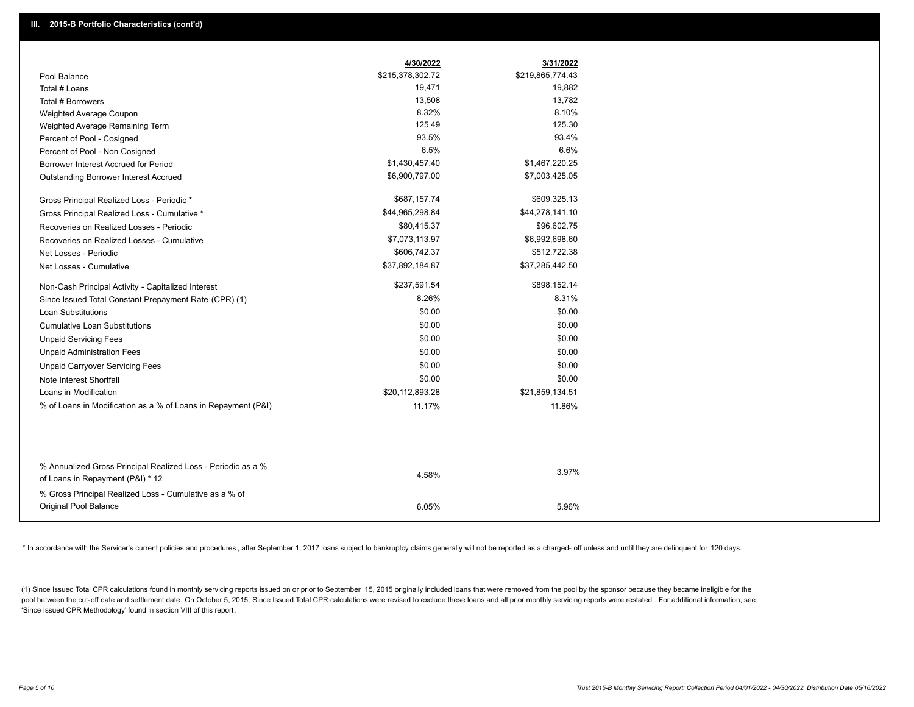## III. 2015-B Portfolio Characteristics (cont'd)

| | 4/30/2022 | 3/31/2022 |
|---|---|---|
| Pool Balance | $215,378,302.72 | $219,865,774.43 |
| Total # Loans | 19,471 | 19,882 |
| Total # Borrowers | 13,508 | 13,782 |
| Weighted Average Coupon | 8.32% | 8.10% |
| Weighted Average Remaining Term | 125.49 | 125.30 |
| Percent of Pool - Cosigned | 93.5% | 93.4% |
| Percent of Pool - Non Cosigned | 6.5% | 6.6% |
| Borrower Interest Accrued for Period | $1,430,457.40 | $1,467,220.25 |
| Outstanding Borrower Interest Accrued | $6,900,797.00 | $7,003,425.05 |
| Gross Principal Realized Loss - Periodic * | $687,157.74 | $609,325.13 |
| Gross Principal Realized Loss - Cumulative * | $44,965,298.84 | $44,278,141.10 |
| Recoveries on Realized Losses - Periodic | $80,415.37 | $96,602.75 |
| Recoveries on Realized Losses - Cumulative | $7,073,113.97 | $6,992,698.60 |
| Net Losses - Periodic | $606,742.37 | $512,722.38 |
| Net Losses - Cumulative | $37,892,184.87 | $37,285,442.50 |
| Non-Cash Principal Activity - Capitalized Interest | $237,591.54 | $898,152.14 |
| Since Issued Total Constant Prepayment Rate (CPR) (1) | 8.26% | 8.31% |
| Loan Substitutions | $0.00 | $0.00 |
| Cumulative Loan Substitutions | $0.00 | $0.00 |
| Unpaid Servicing Fees | $0.00 | $0.00 |
| Unpaid Administration Fees | $0.00 | $0.00 |
| Unpaid Carryover Servicing Fees | $0.00 | $0.00 |
| Note Interest Shortfall | $0.00 | $0.00 |
| Loans in Modification | $20,112,893.28 | $21,859,134.51 |
| % of Loans in Modification as a % of Loans in Repayment (P&I) | 11.17% | 11.86% |
| % Annualized Gross Principal Realized Loss - Periodic as a % of Loans in Repayment (P&I) * 12 | 4.58% | 3.97% |
| % Gross Principal Realized Loss - Cumulative as a % of Original Pool Balance | 6.05% | 5.96% |

* In accordance with the Servicer's current policies and procedures, after September 1, 2017 loans subject to bankruptcy claims generally will not be reported as a charged- off unless and until they are delinquent for 120 days.

(1) Since Issued Total CPR calculations found in monthly servicing reports issued on or prior to September 15, 2015 originally included loans that were removed from the pool by the sponsor because they became ineligible for the pool between the cut-off date and settlement date. On October 5, 2015, Since Issued Total CPR calculations were revised to exclude these loans and all prior monthly servicing reports were restated . For additional information, see 'Since Issued CPR Methodology' found in section VIII of this report .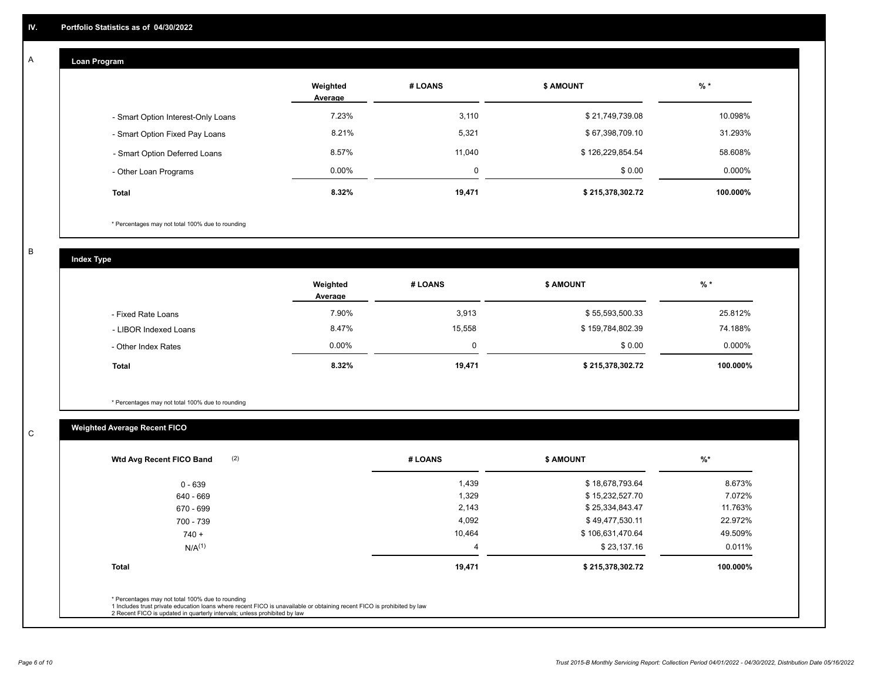## IV. Portfolio Statistics as of 04/30/2022

### A

**Loan Program**

| | Weighted Average | # LOANS | $ AMOUNT | % * |
|---|---|---|---|---|
| - Smart Option Interest-Only Loans | 7.23% | 3,110 | $ 21,749,739.08 | 10.098% |
| - Smart Option Fixed Pay Loans | 8.21% | 5,321 | $ 67,398,709.10 | 31.293% |
| - Smart Option Deferred Loans | 8.57% | 11,040 | $ 126,229,854.54 | 58.608% |
| - Other Loan Programs | 0.00% | 0 | $ 0.00 | 0.000% |
| **Total** | **8.32%** | **19,471** | **$ 215,378,302.72** | **100.000%** |

* Percentages may not total 100% due to rounding

### B

**Index Type**

| | Weighted Average | # LOANS | $ AMOUNT | % * |
|---|---|---|---|---|
| - Fixed Rate Loans | 7.90% | 3,913 | $ 55,593,500.33 | 25.812% |
| - LIBOR Indexed Loans | 8.47% | 15,558 | $ 159,784,802.39 | 74.188% |
| - Other Index Rates | 0.00% | 0 | $ 0.00 | 0.000% |
| **Total** | **8.32%** | **19,471** | **$ 215,378,302.72** | **100.000%** |

* Percentages may not total 100% due to rounding

### C

**Weighted Average Recent FICO**

| Wtd Avg Recent FICO Band (2) | # LOANS | $ AMOUNT | %* |
|---|---|---|---|
| 0 - 639 | 1,439 | $ 18,678,793.64 | 8.673% |
| 640 - 669 | 1,329 | $ 15,232,527.70 | 7.072% |
| 670 - 699 | 2,143 | $ 25,334,843.47 | 11.763% |
| 700 - 739 | 4,092 | $ 49,477,530.11 | 22.972% |
| 740 + | 10,464 | $ 106,631,470.64 | 49.509% |
| N/A(1) | 4 | $ 23,137.16 | 0.011% |
| **Total** | **19,471** | **$ 215,378,302.72** | **100.000%** |

* Percentages may not total 100% due to rounding
1 Includes trust private education loans where recent FICO is unavailable or obtaining recent FICO is prohibited by law
2 Recent FICO is updated in quarterly intervals; unless prohibited by law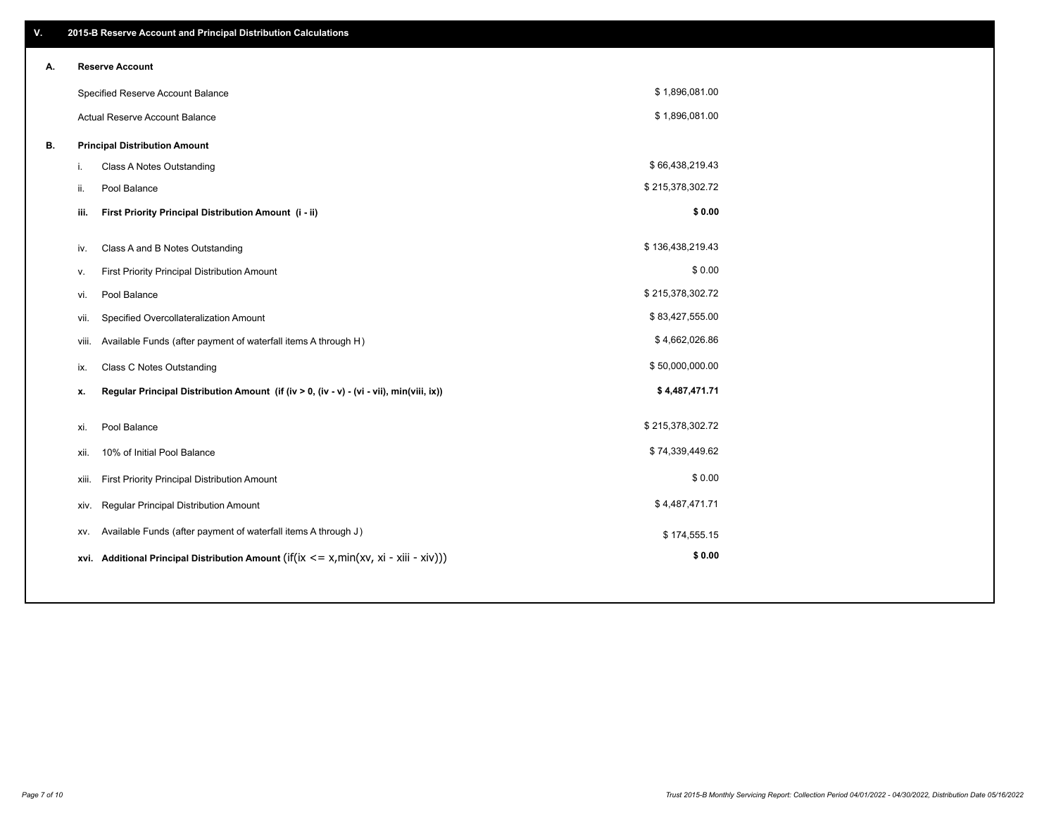## V. 2015-B Reserve Account and Principal Distribution Calculations

| | | | |
|---|---|---|---|
| **A.** | **Reserve Account** | | |
| | Specified Reserve Account Balance | | $ 1,896,081.00 |
| | Actual Reserve Account Balance | | $ 1,896,081.00 |
| **B.** | **Principal Distribution Amount** | | |
| | i. | Class A Notes Outstanding | $ 66,438,219.43 |
| | ii. | Pool Balance | $ 215,378,302.72 |
| | **iii.** | **First Priority Principal Distribution Amount (i - ii)** | **$ 0.00** |
| | iv. | Class A and B Notes Outstanding | $ 136,438,219.43 |
| | v. | First Priority Principal Distribution Amount | $ 0.00 |
| | vi. | Pool Balance | $ 215,378,302.72 |
| | vii. | Specified Overcollateralization Amount | $ 83,427,555.00 |
| | viii. | Available Funds (after payment of waterfall items A through H) | $ 4,662,026.86 |
| | ix. | Class C Notes Outstanding | $ 50,000,000.00 |
| | **x.** | **Regular Principal Distribution Amount (if (iv > 0, (iv - v) - (vi - vii), min(viii, ix))** | **$ 4,487,471.71** |
| | xi. | Pool Balance | $ 215,378,302.72 |
| | xii. | 10% of Initial Pool Balance | $ 74,339,449.62 |
| | xiii. | First Priority Principal Distribution Amount | $ 0.00 |
| | xiv. | Regular Principal Distribution Amount | $ 4,487,471.71 |
| | xv. | Available Funds (after payment of waterfall items A through J) | $ 174,555.15 |
| | **xvi.** | **Additional Principal Distribution Amount** (if(ix <= x,min(xv, xi - xiii - xiv))) | **$ 0.00** |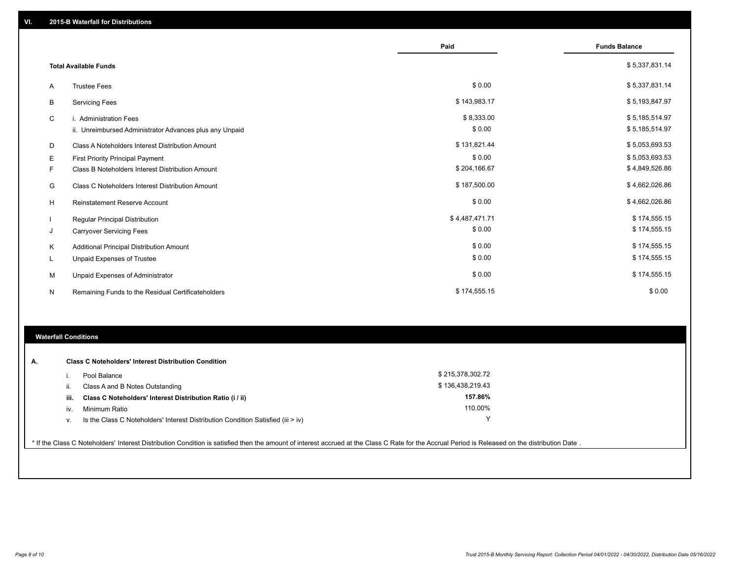## VI. 2015-B Waterfall for Distributions

| | | Paid | Funds Balance |
|---|---|---|---|
| | **Total Available Funds** | | $ 5,337,831.14 |
| A | Trustee Fees | $ 0.00 | $ 5,337,831.14 |
| B | Servicing Fees | $ 143,983.17 | $ 5,193,847.97 |
| C | i. Administration Fees | $ 8,333.00 | $ 5,185,514.97 |
| | ii. Unreimbursed Administrator Advances plus any Unpaid | $ 0.00 | $ 5,185,514.97 |
| D | Class A Noteholders Interest Distribution Amount | $ 131,821.44 | $ 5,053,693.53 |
| E | First Priority Principal Payment | $ 0.00 | $ 5,053,693.53 |
| F | Class B Noteholders Interest Distribution Amount | $ 204,166.67 | $ 4,849,526.86 |
| G | Class C Noteholders Interest Distribution Amount | $ 187,500.00 | $ 4,662,026.86 |
| H | Reinstatement Reserve Account | $ 0.00 | $ 4,662,026.86 |
| I | Regular Principal Distribution | $ 4,487,471.71 | $ 174,555.15 |
| J | Carryover Servicing Fees | $ 0.00 | $ 174,555.15 |
| K | Additional Principal Distribution Amount | $ 0.00 | $ 174,555.15 |
| L | Unpaid Expenses of Trustee | $ 0.00 | $ 174,555.15 |
| M | Unpaid Expenses of Administrator | $ 0.00 | $ 174,555.15 |
| N | Remaining Funds to the Residual Certificateholders | $ 174,555.15 | $ 0.00 |

### Waterfall Conditions

**A. Class C Noteholders' Interest Distribution Condition**

| | | |
|---|---|---|
| i. | Pool Balance | $ 215,378,302.72 |
| ii. | Class A and B Notes Outstanding | $ 136,438,219.43 |
| **iii.** | **Class C Noteholders' Interest Distribution Ratio (i / ii)** | **157.86%** |
| iv. | Minimum Ratio | 110.00% |
| v. | Is the Class C Noteholders' Interest Distribution Condition Satisfied (iii > iv) | Y |

* If the Class C Noteholders' Interest Distribution Condition is satisfied then the amount of interest accrued at the Class C Rate for the Accrual Period is Released on the distribution Date .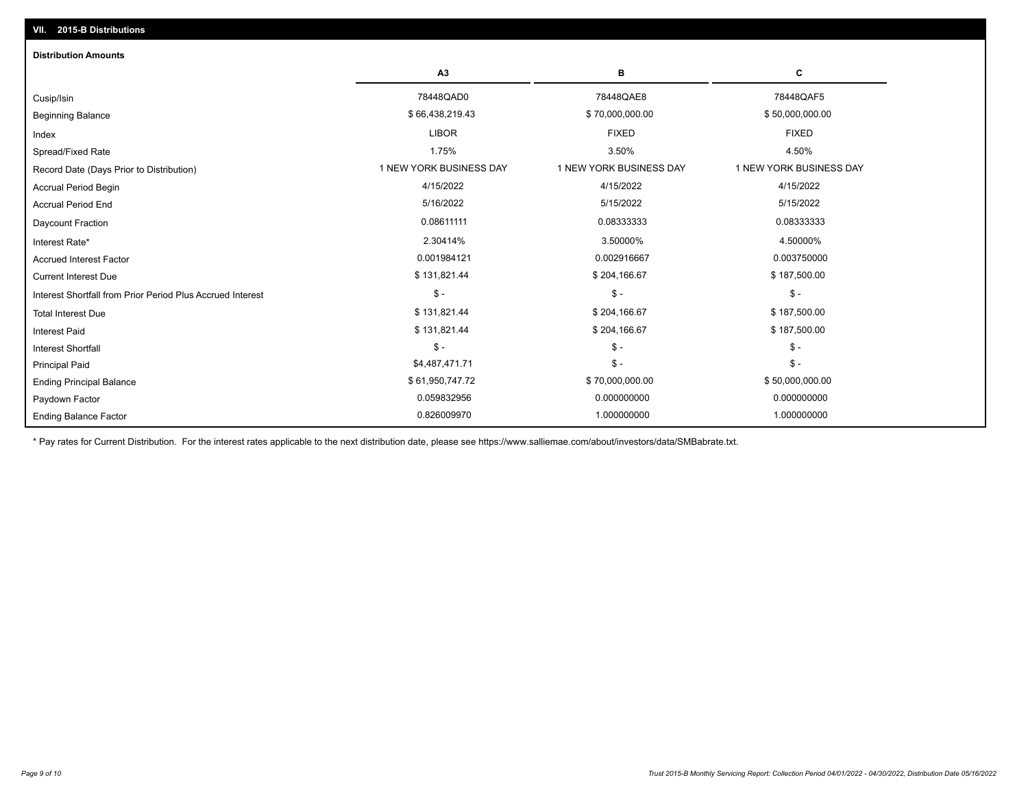## VII. 2015-B Distributions

### Distribution Amounts

| | A3 | B | C |
|---|---|---|---|
| Cusip/Isin | 78448QAD0 | 78448QAE8 | 78448QAF5 |
| Beginning Balance | $ 66,438,219.43 | $ 70,000,000.00 | $ 50,000,000.00 |
| Index | LIBOR | FIXED | FIXED |
| Spread/Fixed Rate | 1.75% | 3.50% | 4.50% |
| Record Date (Days Prior to Distribution) | 1 NEW YORK BUSINESS DAY | 1 NEW YORK BUSINESS DAY | 1 NEW YORK BUSINESS DAY |
| Accrual Period Begin | 4/15/2022 | 4/15/2022 | 4/15/2022 |
| Accrual Period End | 5/16/2022 | 5/15/2022 | 5/15/2022 |
| Daycount Fraction | 0.08611111 | 0.08333333 | 0.08333333 |
| Interest Rate* | 2.30414% | 3.50000% | 4.50000% |
| Accrued Interest Factor | 0.001984121 | 0.002916667 | 0.003750000 |
| Current Interest Due | $ 131,821.44 | $ 204,166.67 | $ 187,500.00 |
| Interest Shortfall from Prior Period Plus Accrued Interest | $ - | $ - | $ - |
| Total Interest Due | $ 131,821.44 | $ 204,166.67 | $ 187,500.00 |
| Interest Paid | $ 131,821.44 | $ 204,166.67 | $ 187,500.00 |
| Interest Shortfall | $ - | $ - | $ - |
| Principal Paid | $4,487,471.71 | $ - | $ - |
| Ending Principal Balance | $ 61,950,747.72 | $ 70,000,000.00 | $ 50,000,000.00 |
| Paydown Factor | 0.059832956 | 0.000000000 | 0.000000000 |
| Ending Balance Factor | 0.826009970 | 1.000000000 | 1.000000000 |

* Pay rates for Current Distribution. For the interest rates applicable to the next distribution date, please see https://www.salliemae.com/about/investors/data/SMBabrate.txt.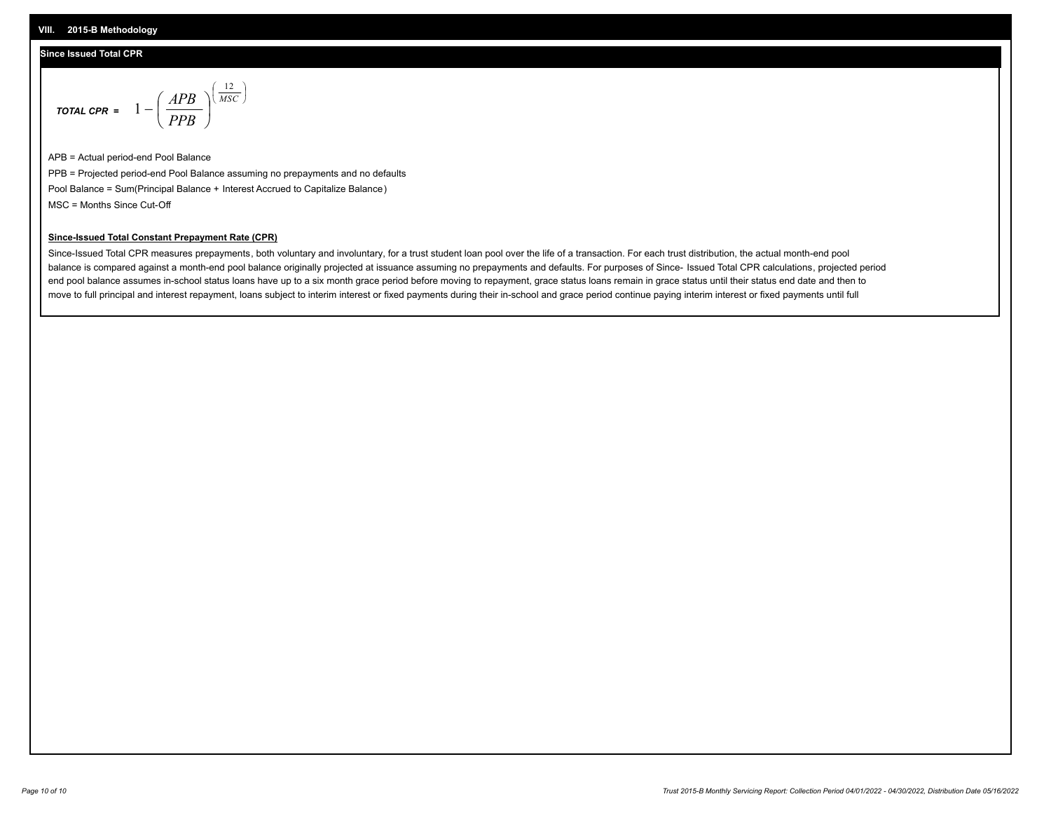## VIII. 2015-B Methodology

### Since Issued Total CPR

$$\textbf{\textit{TOTAL CPR}} = 1 - \left(\frac{APB}{PPB}\right)^{\left(\frac{12}{MSC}\right)}$$

APB = Actual period-end Pool Balance

PPB = Projected period-end Pool Balance assuming no prepayments and no defaults

Pool Balance = Sum(Principal Balance + Interest Accrued to Capitalize Balance)

MSC = Months Since Cut-Off

**Since-Issued Total Constant Prepayment Rate (CPR)**

Since-Issued Total CPR measures prepayments, both voluntary and involuntary, for a trust student loan pool over the life of a transaction. For each trust distribution, the actual month-end pool balance is compared against a month-end pool balance originally projected at issuance assuming no prepayments and defaults. For purposes of Since- Issued Total CPR calculations, projected period end pool balance assumes in-school status loans have up to a six month grace period before moving to repayment, grace status loans remain in grace status until their status end date and then to move to full principal and interest repayment, loans subject to interim interest or fixed payments during their in-school and grace period continue paying interim interest or fixed payments until full